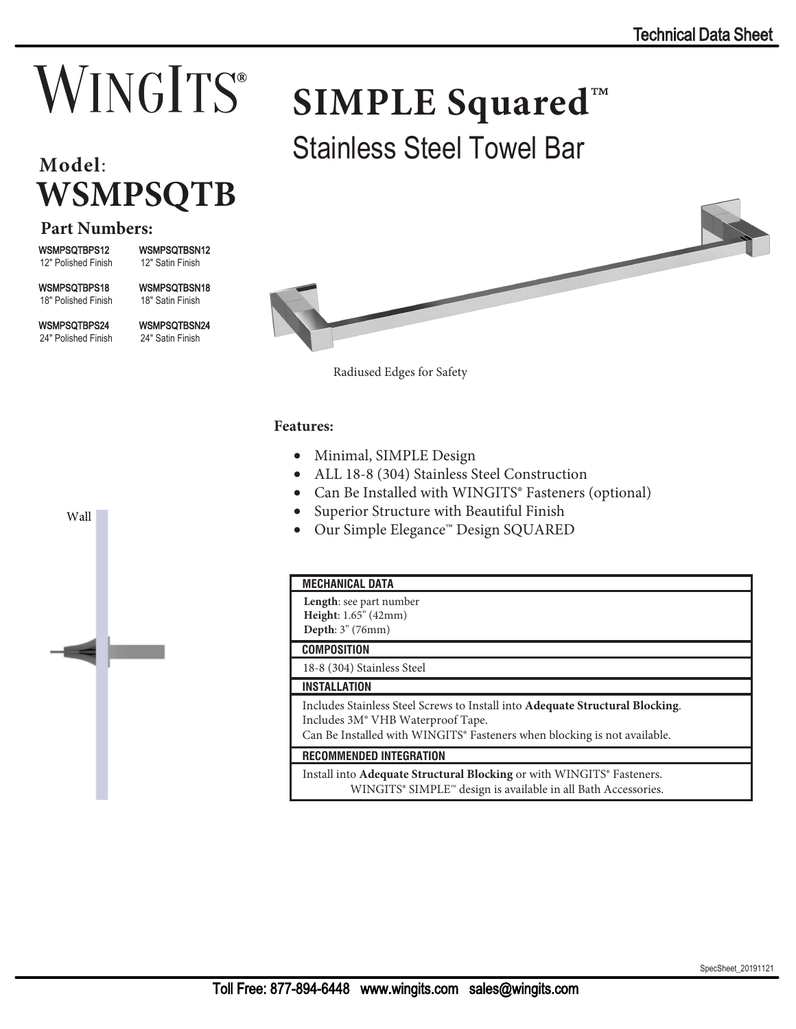Technical Data Sheet

# WINGITS®

# SIMPLE Squared™

## Stainless Steel Towel Bar

## Model: WSMPSQTB

### Part Numbers:

| | |
|---|---|
| WSMPSQTBPS12<br>12" Polished Finish | WSMPSQTBSN12<br>12" Satin Finish |
| WSMPSQTBPS18<br>18" Polished Finish | WSMPSQTBSN18<br>18" Satin Finish |
| WSMPSQTBPS24<br>24" Polished Finish | WSMPSQTBSN24<br>24" Satin Finish |

Radiused Edges for Safety

Wall

**Features:**

- Minimal, SIMPLE Design
- ALL 18-8 (304) Stainless Steel Construction
- Can Be Installed with WINGITS® Fasteners (optional)
- Superior Structure with Beautiful Finish
- Our Simple Elegance™ Design SQUARED

| MECHANICAL DATA |
|---|
| **Length**: see part number<br>**Height**: 1.65" (42mm)<br>**Depth**: 3" (76mm) |
| **COMPOSITION** |
| 18-8 (304) Stainless Steel |
| **INSTALLATION** |
| Includes Stainless Steel Screws to Install into **Adequate Structural Blocking**.<br>Includes 3M® VHB Waterproof Tape.<br>Can Be Installed with WINGITS® Fasteners when blocking is not available. |
| **RECOMMENDED INTEGRATION** |
| Install into **Adequate Structural Blocking** or with WINGITS® Fasteners.<br>WINGITS® SIMPLE™ design is available in all Bath Accessories. |

SpecSheet_20191121

Toll Free: 877-894-6448 www.wingits.com sales@wingits.com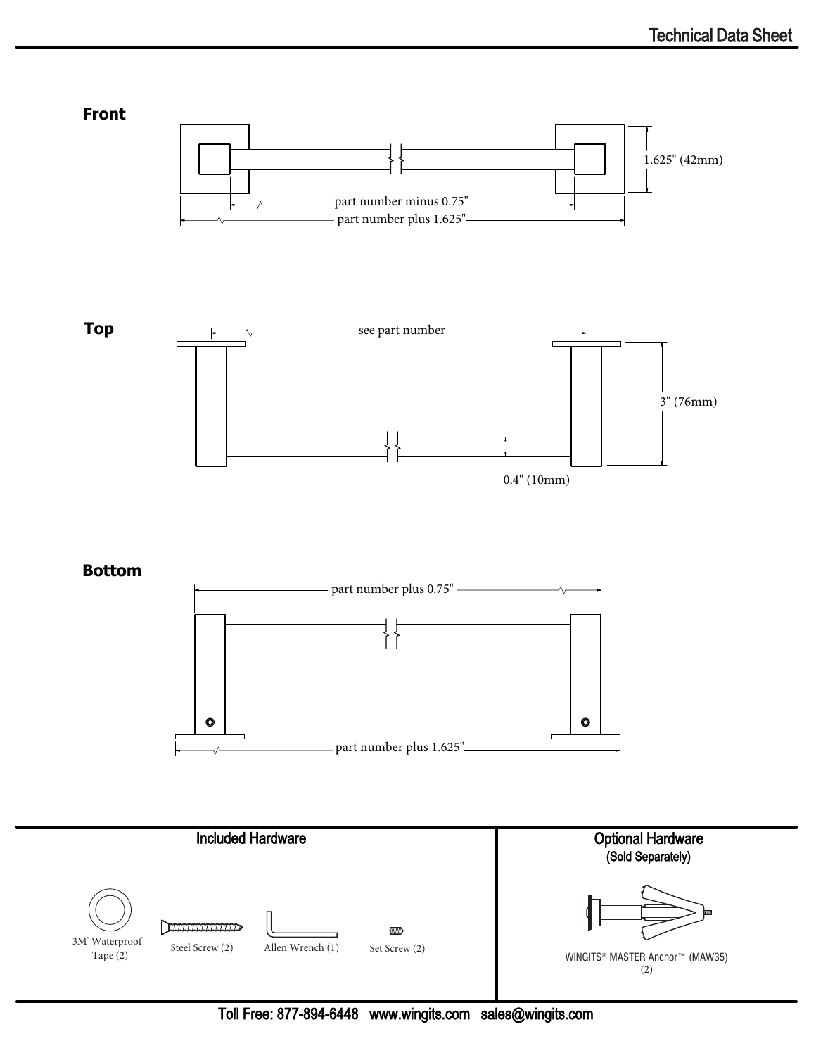**Front**

1.625" (42mm)

part number minus 0.75"

part number plus 1.625"

**Top**

see part number

3" (76mm)

0.4" (10mm)

**Bottom**

part number plus 0.75"

part number plus 1.625"

## Included Hardware

3M® Waterproof Tape (2)

Steel Screw (2)

Allen Wrench (1)

Set Screw (2)

## Optional Hardware

(Sold Separately)

WINGITS® MASTER Anchor™ (MAW35) (2)

Toll Free: 877-894-6448 www.wingits.com sales@wingits.com